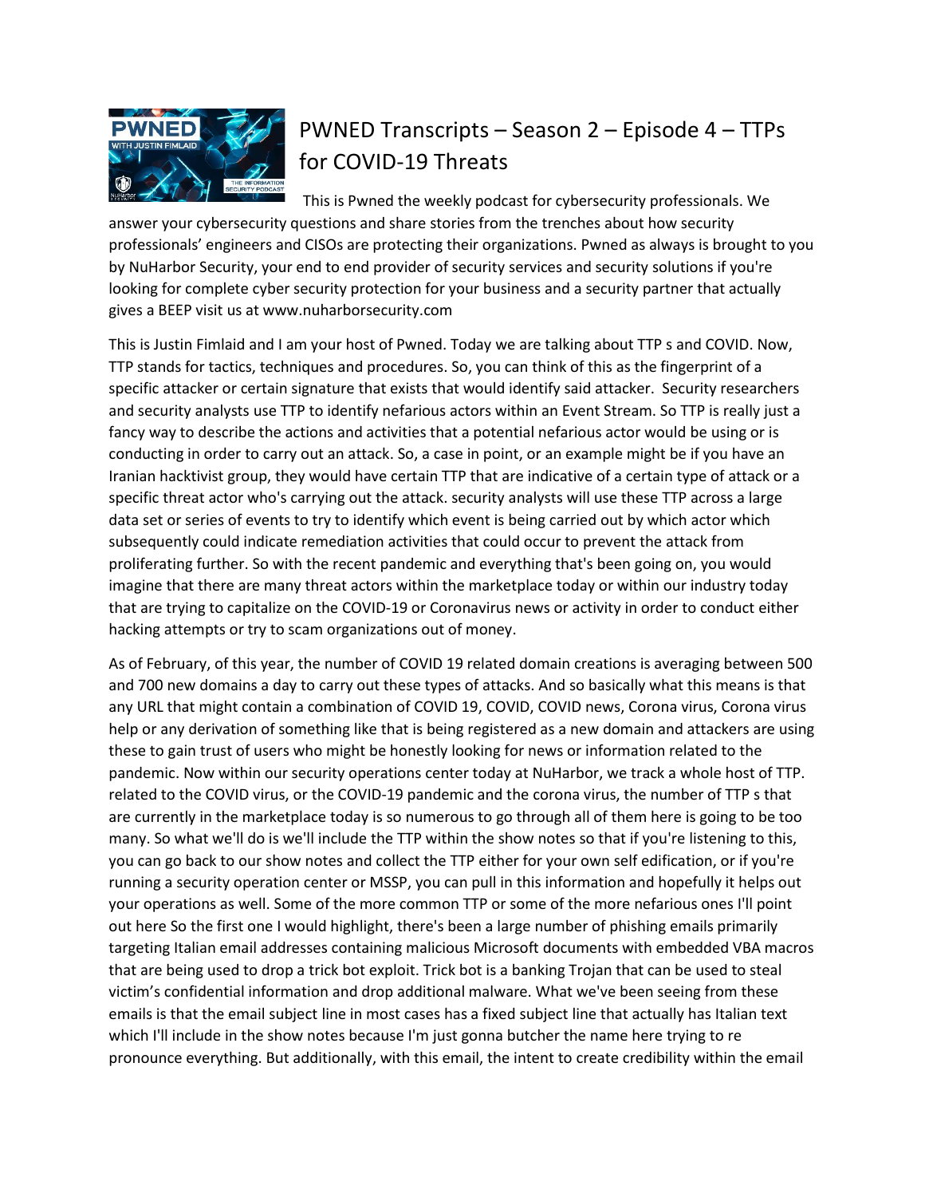# PWNED Transcripts – Season 2 – Episode 4 – TTPs for COVID-19 Threats

This is Pwned the weekly podcast for cybersecurity professionals. We answer your cybersecurity questions and share stories from the trenches about how security professionals' engineers and CISOs are protecting their organizations. Pwned as always is brought to you by NuHarbor Security, your end to end provider of security services and security solutions if you're looking for complete cyber security protection for your business and a security partner that actually gives a BEEP visit us at www.nuharborsecurity.com

This is Justin Fimlaid and I am your host of Pwned. Today we are talking about TTP s and COVID. Now, TTP stands for tactics, techniques and procedures. So, you can think of this as the fingerprint of a specific attacker or certain signature that exists that would identify said attacker. Security researchers and security analysts use TTP to identify nefarious actors within an Event Stream. So TTP is really just a fancy way to describe the actions and activities that a potential nefarious actor would be using or is conducting in order to carry out an attack. So, a case in point, or an example might be if you have an Iranian hacktivist group, they would have certain TTP that are indicative of a certain type of attack or a specific threat actor who's carrying out the attack. security analysts will use these TTP across a large data set or series of events to try to identify which event is being carried out by which actor which subsequently could indicate remediation activities that could occur to prevent the attack from proliferating further. So with the recent pandemic and everything that's been going on, you would imagine that there are many threat actors within the marketplace today or within our industry today that are trying to capitalize on the COVID-19 or Coronavirus news or activity in order to conduct either hacking attempts or try to scam organizations out of money.

As of February, of this year, the number of COVID 19 related domain creations is averaging between 500 and 700 new domains a day to carry out these types of attacks. And so basically what this means is that any URL that might contain a combination of COVID 19, COVID, COVID news, Corona virus, Corona virus help or any derivation of something like that is being registered as a new domain and attackers are using these to gain trust of users who might be honestly looking for news or information related to the pandemic. Now within our security operations center today at NuHarbor, we track a whole host of TTP. related to the COVID virus, or the COVID-19 pandemic and the corona virus, the number of TTP s that are currently in the marketplace today is so numerous to go through all of them here is going to be too many. So what we'll do is we'll include the TTP within the show notes so that if you're listening to this, you can go back to our show notes and collect the TTP either for your own self edification, or if you're running a security operation center or MSSP, you can pull in this information and hopefully it helps out your operations as well. Some of the more common TTP or some of the more nefarious ones I'll point out here So the first one I would highlight, there's been a large number of phishing emails primarily targeting Italian email addresses containing malicious Microsoft documents with embedded VBA macros that are being used to drop a trick bot exploit. Trick bot is a banking Trojan that can be used to steal victim's confidential information and drop additional malware. What we've been seeing from these emails is that the email subject line in most cases has a fixed subject line that actually has Italian text which I'll include in the show notes because I'm just gonna butcher the name here trying to re pronounce everything. But additionally, with this email, the intent to create credibility within the email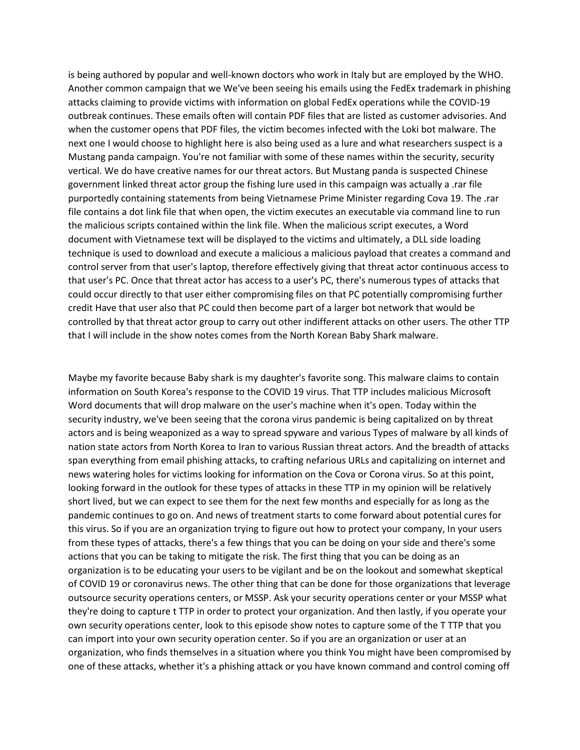is being authored by popular and well-known doctors who work in Italy but are employed by the WHO. Another common campaign that we We've been seeing his emails using the FedEx trademark in phishing attacks claiming to provide victims with information on global FedEx operations while the COVID-19 outbreak continues. These emails often will contain PDF files that are listed as customer advisories. And when the customer opens that PDF files, the victim becomes infected with the Loki bot malware. The next one I would choose to highlight here is also being used as a lure and what researchers suspect is a Mustang panda campaign. You're not familiar with some of these names within the security, security vertical. We do have creative names for our threat actors. But Mustang panda is suspected Chinese government linked threat actor group the fishing lure used in this campaign was actually a .rar file purportedly containing statements from being Vietnamese Prime Minister regarding Cova 19. The .rar file contains a dot link file that when open, the victim executes an executable via command line to run the malicious scripts contained within the link file. When the malicious script executes, a Word document with Vietnamese text will be displayed to the victims and ultimately, a DLL side loading technique is used to download and execute a malicious a malicious payload that creates a command and control server from that user's laptop, therefore effectively giving that threat actor continuous access to that user's PC. Once that threat actor has access to a user's PC, there's numerous types of attacks that could occur directly to that user either compromising files on that PC potentially compromising further credit Have that user also that PC could then become part of a larger bot network that would be controlled by that threat actor group to carry out other indifferent attacks on other users. The other TTP that I will include in the show notes comes from the North Korean Baby Shark malware.

Maybe my favorite because Baby shark is my daughter's favorite song. This malware claims to contain information on South Korea's response to the COVID 19 virus. That TTP includes malicious Microsoft Word documents that will drop malware on the user's machine when it's open. Today within the security industry, we've been seeing that the corona virus pandemic is being capitalized on by threat actors and is being weaponized as a way to spread spyware and various Types of malware by all kinds of nation state actors from North Korea to Iran to various Russian threat actors. And the breadth of attacks span everything from email phishing attacks, to crafting nefarious URLs and capitalizing on internet and news watering holes for victims looking for information on the Cova or Corona virus. So at this point, looking forward in the outlook for these types of attacks in these TTP in my opinion will be relatively short lived, but we can expect to see them for the next few months and especially for as long as the pandemic continues to go on. And news of treatment starts to come forward about potential cures for this virus. So if you are an organization trying to figure out how to protect your company, In your users from these types of attacks, there's a few things that you can be doing on your side and there's some actions that you can be taking to mitigate the risk. The first thing that you can be doing as an organization is to be educating your users to be vigilant and be on the lookout and somewhat skeptical of COVID 19 or coronavirus news. The other thing that can be done for those organizations that leverage outsource security operations centers, or MSSP. Ask your security operations center or your MSSP what they're doing to capture t TTP in order to protect your organization. And then lastly, if you operate your own security operations center, look to this episode show notes to capture some of the T TTP that you can import into your own security operation center. So if you are an organization or user at an organization, who finds themselves in a situation where you think You might have been compromised by one of these attacks, whether it's a phishing attack or you have known command and control coming off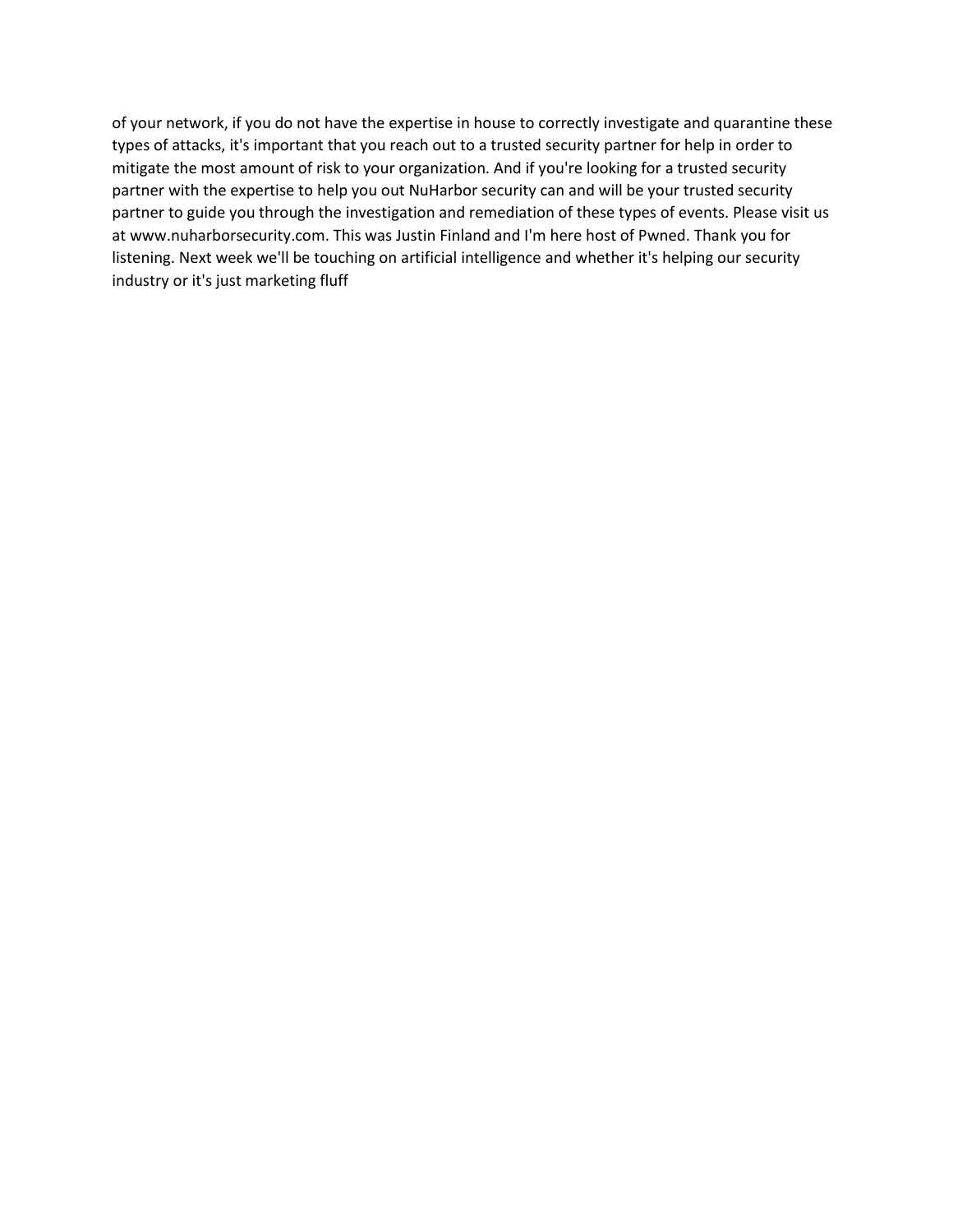of your network, if you do not have the expertise in house to correctly investigate and quarantine these types of attacks, it's important that you reach out to a trusted security partner for help in order to mitigate the most amount of risk to your organization. And if you're looking for a trusted security partner with the expertise to help you out NuHarbor security can and will be your trusted security partner to guide you through the investigation and remediation of these types of events. Please visit us at www.nuharborsecurity.com. This was Justin Finland and I'm here host of Pwned. Thank you for listening. Next week we'll be touching on artificial intelligence and whether it's helping our security industry or it's just marketing fluff